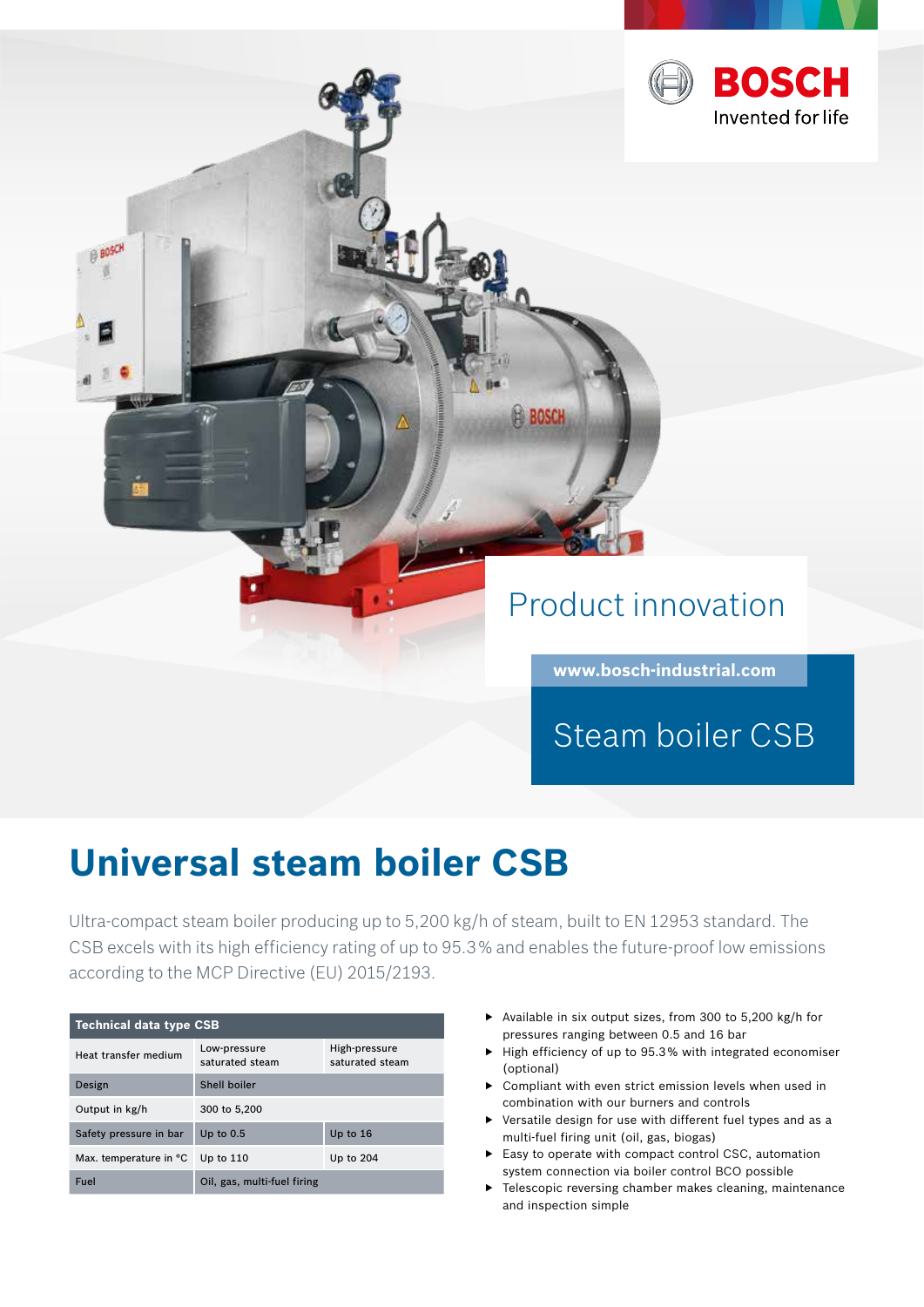BOSCH

Invented for life

Product innovation

www.bosch-industrial.com

Steam boiler CSB

# Universal steam boiler CSB

Ultra-compact steam boiler producing up to 5,200 kg/h of steam, built to EN 12953 standard. The CSB excels with its high efficiency rating of up to 95.3% and enables the future-proof low emissions according to the MCP Directive (EU) 2015/2193.

| Technical data type CSB | | |
|---|---|---|
| Heat transfer medium | Low-pressure saturated steam | High-pressure saturated steam |
| Design | Shell boiler | |
| Output in kg/h | 300 to 5,200 | |
| Safety pressure in bar | Up to 0.5 | Up to 16 |
| Max. temperature in °C | Up to 110 | Up to 204 |
| Fuel | Oil, gas, multi-fuel firing | |

- Available in six output sizes, from 300 to 5,200 kg/h for pressures ranging between 0.5 and 16 bar
- High efficiency of up to 95.3% with integrated economiser (optional)
- Compliant with even strict emission levels when used in combination with our burners and controls
- Versatile design for use with different fuel types and as a multi-fuel firing unit (oil, gas, biogas)
- Easy to operate with compact control CSC, automation system connection via boiler control BCO possible
- Telescopic reversing chamber makes cleaning, maintenance and inspection simple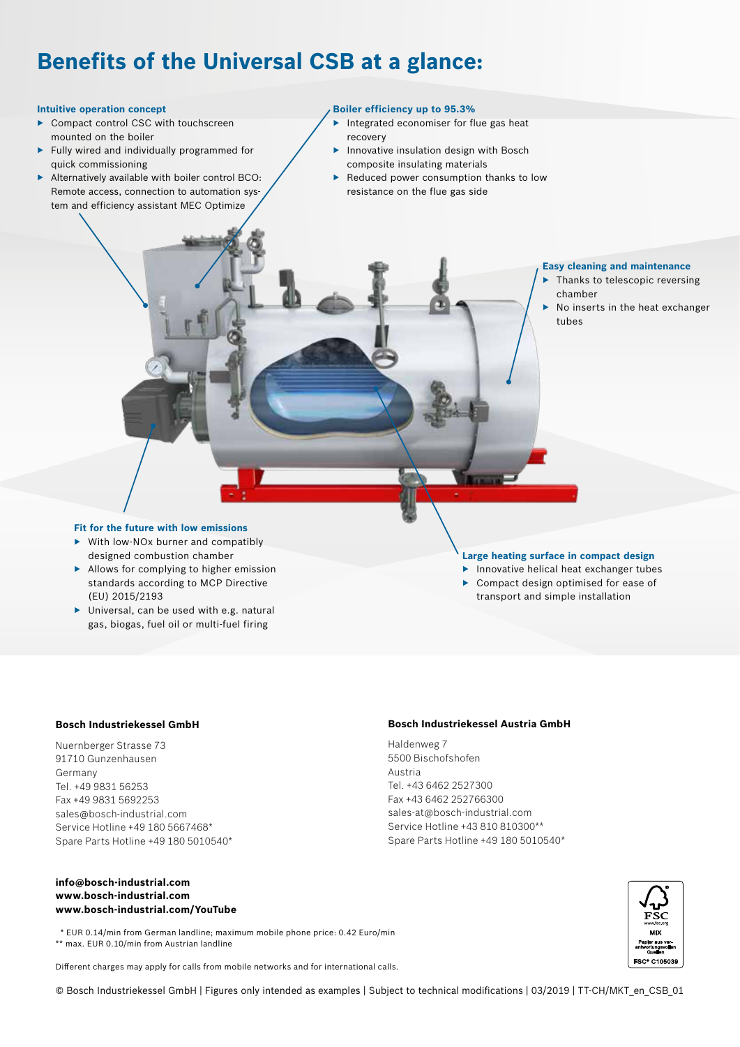# Benefits of the Universal CSB at a glance:

### Intuitive operation concept

- Compact control CSC with touchscreen mounted on the boiler
- Fully wired and individually programmed for quick commissioning
- Alternatively available with boiler control BCO: Remote access, connection to automation system and efficiency assistant MEC Optimize

### Boiler efficiency up to 95.3%

- Integrated economiser for flue gas heat recovery
- Innovative insulation design with Bosch composite insulating materials
- Reduced power consumption thanks to low resistance on the flue gas side

### Easy cleaning and maintenance

- Thanks to telescopic reversing chamber
- No inserts in the heat exchanger tubes

### Fit for the future with low emissions

- With low-NOx burner and compatibly designed combustion chamber
- Allows for complying to higher emission standards according to MCP Directive (EU) 2015/2193
- Universal, can be used with e.g. natural gas, biogas, fuel oil or multi-fuel firing

### Large heating surface in compact design

- Innovative helical heat exchanger tubes
- Compact design optimised for ease of transport and simple installation

**Bosch Industriekessel GmbH**

Nuernberger Strasse 73
91710 Gunzenhausen
Germany
Tel. +49 9831 56253
Fax +49 9831 5692253
sales@bosch-industrial.com
Service Hotline +49 180 5667468*
Spare Parts Hotline +49 180 5010540*

**Bosch Industriekessel Austria GmbH**

Haldenweg 7
5500 Bischofshofen
Austria
Tel. +43 6462 2527300
Fax +43 6462 252766300
sales-at@bosch-industrial.com
Service Hotline +43 810 810300**
Spare Parts Hotline +49 180 5010540*

**info@bosch-industrial.com**
**www.bosch-industrial.com**
**www.bosch-industrial.com/YouTube**

\* EUR 0.14/min from German landline; maximum mobile phone price: 0.42 Euro/min
** max. EUR 0.10/min from Austrian landline

Different charges may apply for calls from mobile networks and for international calls.

FSC
www.fsc.org
MIX
Papier aus verantwortungsvollen Quellen
FSC® C105039

© Bosch Industriekessel GmbH | Figures only intended as examples | Subject to technical modifications | 03/2019 | TT-CH/MKT_en_CSB_01